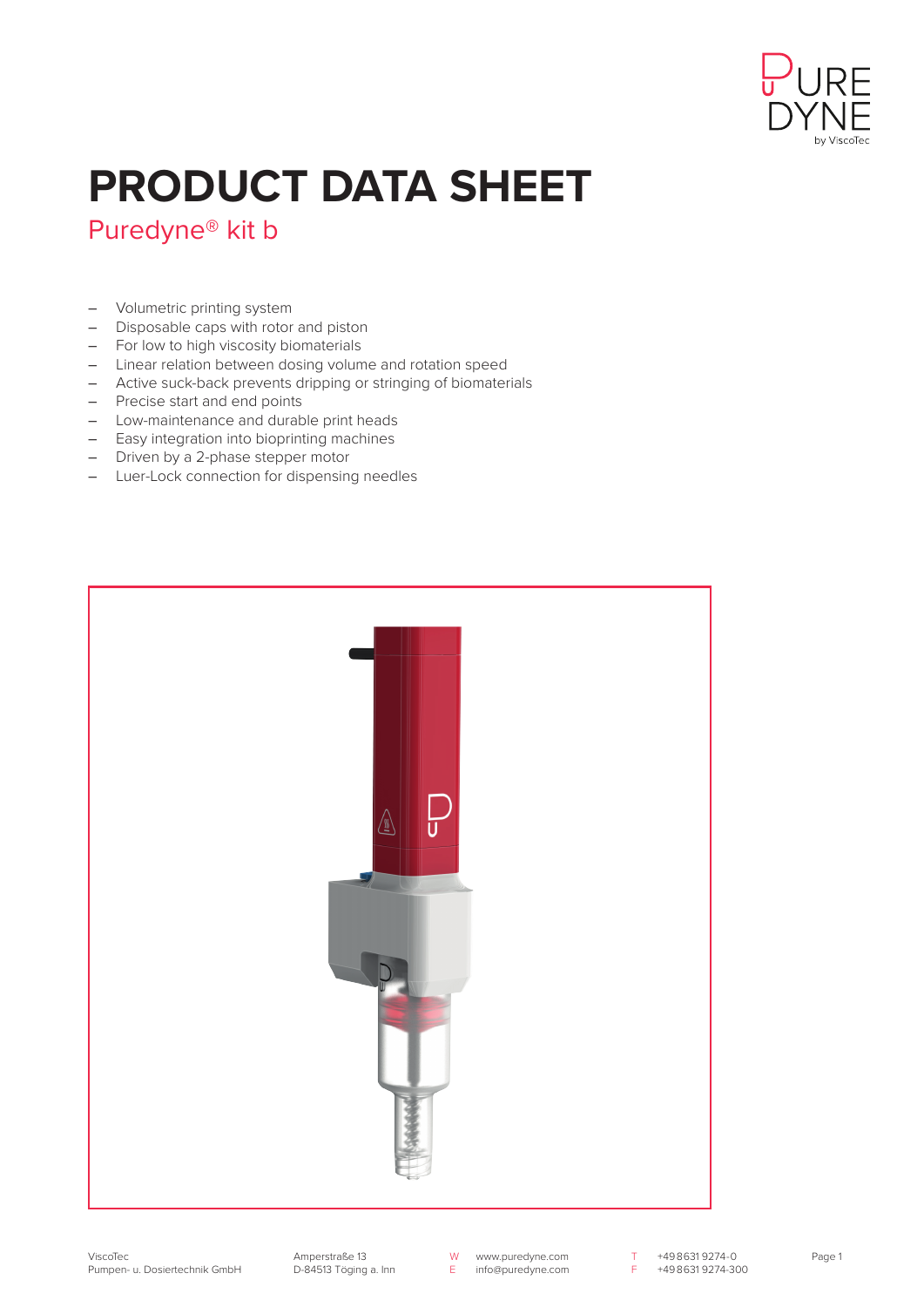# PRODUCT DATA SHEET

## Puredyne® kit b

- Volumetric printing system
- Disposable caps with rotor and piston
- For low to high viscosity biomaterials
- Linear relation between dosing volume and rotation speed
- Active suck-back prevents dripping or stringing of biomaterials
- Precise start and end points
- Low-maintenance and durable print heads
- Easy integration into bioprinting machines
- Driven by a 2-phase stepper motor
- Luer-Lock connection for dispensing needles

ViscoTec
Pumpen- u. Dosiertechnik GmbH

Amperstraße 13
D-84513 Töging a. Inn

W www.puredyne.com
E info@puredyne.com

T +49 8631 9274-0
F +49 8631 9274-300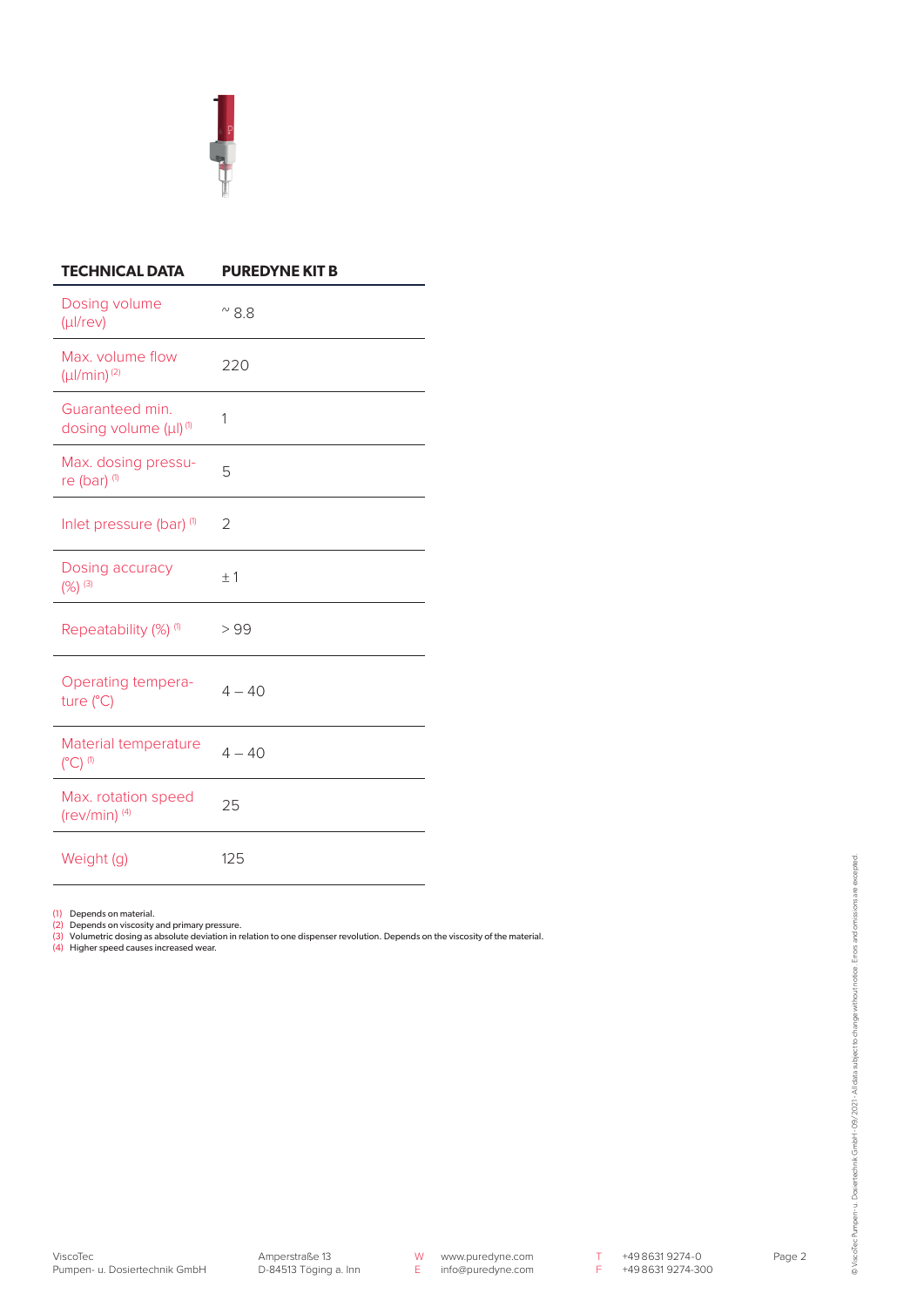| TECHNICAL DATA | PUREDYNE KIT B |
|---|---|
| Dosing volume (µl/rev) | ~ 8.8 |
| Max. volume flow (µl/min) (2) | 220 |
| Guaranteed min. dosing volume (µl) (1) | 1 |
| Max. dosing pressure (bar) (1) | 5 |
| Inlet pressure (bar) (1) | 2 |
| Dosing accuracy (%) (3) | ± 1 |
| Repeatability (%) (1) | > 99 |
| Operating temperature (°C) | 4 – 40 |
| Material temperature (°C) (1) | 4 – 40 |
| Max. rotation speed (rev/min) (4) | 25 |
| Weight (g) | 125 |

(1) Depends on material.
(2) Depends on viscosity and primary pressure.
(3) Volumetric dosing as absolute deviation in relation to one dispenser revolution. Depends on the viscosity of the material.
(4) Higher speed causes increased wear.

ViscoTec
Pumpen- u. Dosiertechnik GmbH

Amperstraße 13
D-84513 Töging a. Inn

W www.puredyne.com
E info@puredyne.com

T +49 8631 9274-0
F +49 8631 9274-300

© ViscoTec Pumpen- u. Dosiertechnik GmbH · 09/2021 · All data subject to change without notice · Errors and omissions are excepted.